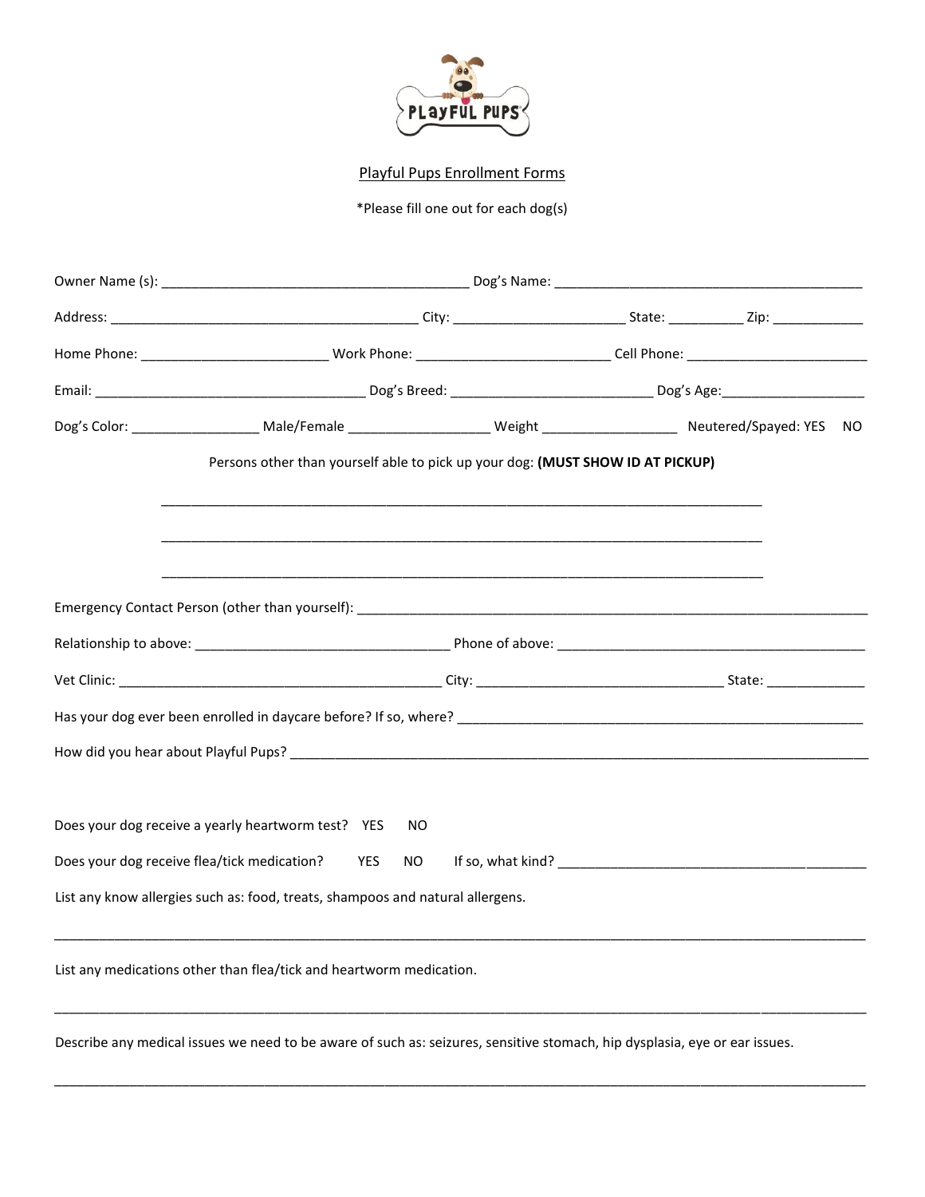PLAYFUL PUPS

Playful Pups Enrollment Forms

*Please fill one out for each dog(s)

Owner Name (s): ________________________________________ Dog's Name: ________________________________________

Address: ________________________________________ City: ______________________ State: __________ Zip: ____________

Home Phone: ________________________ Work Phone: ________________________ Cell Phone: ________________________

Email: ____________________________________ Dog's Breed: __________________________ Dog's Age:___________________

Dog's Color: ________________ Male/Female __________________ Weight _________________ Neutered/Spayed: YES NO

Persons other than yourself able to pick up your dog: **(MUST SHOW ID AT PICKUP)**

______________________________________________________________________________

______________________________________________________________________________

______________________________________________________________________________

Emergency Contact Person (other than yourself): ______________________________________________________________________

Relationship to above: _________________________________ Phone of above: __________________________________________

Vet Clinic: __________________________________________ City: ________________________________ State: _____________

Has your dog ever been enrolled in daycare before? If so, where? _______________________________________________________

How did you hear about Playful Pups? ______________________________________________________________________________

Does your dog receive a yearly heartworm test? YES NO

Does your dog receive flea/tick medication? YES NO If so, what kind? _____________________________________________

List any know allergies such as: food, treats, shampoos and natural allergens.

______________________________________________________________________________________________________

List any medications other than flea/tick and heartworm medication.

______________________________________________________________________________________________________

Describe any medical issues we need to be aware of such as: seizures, sensitive stomach, hip dysplasia, eye or ear issues.

______________________________________________________________________________________________________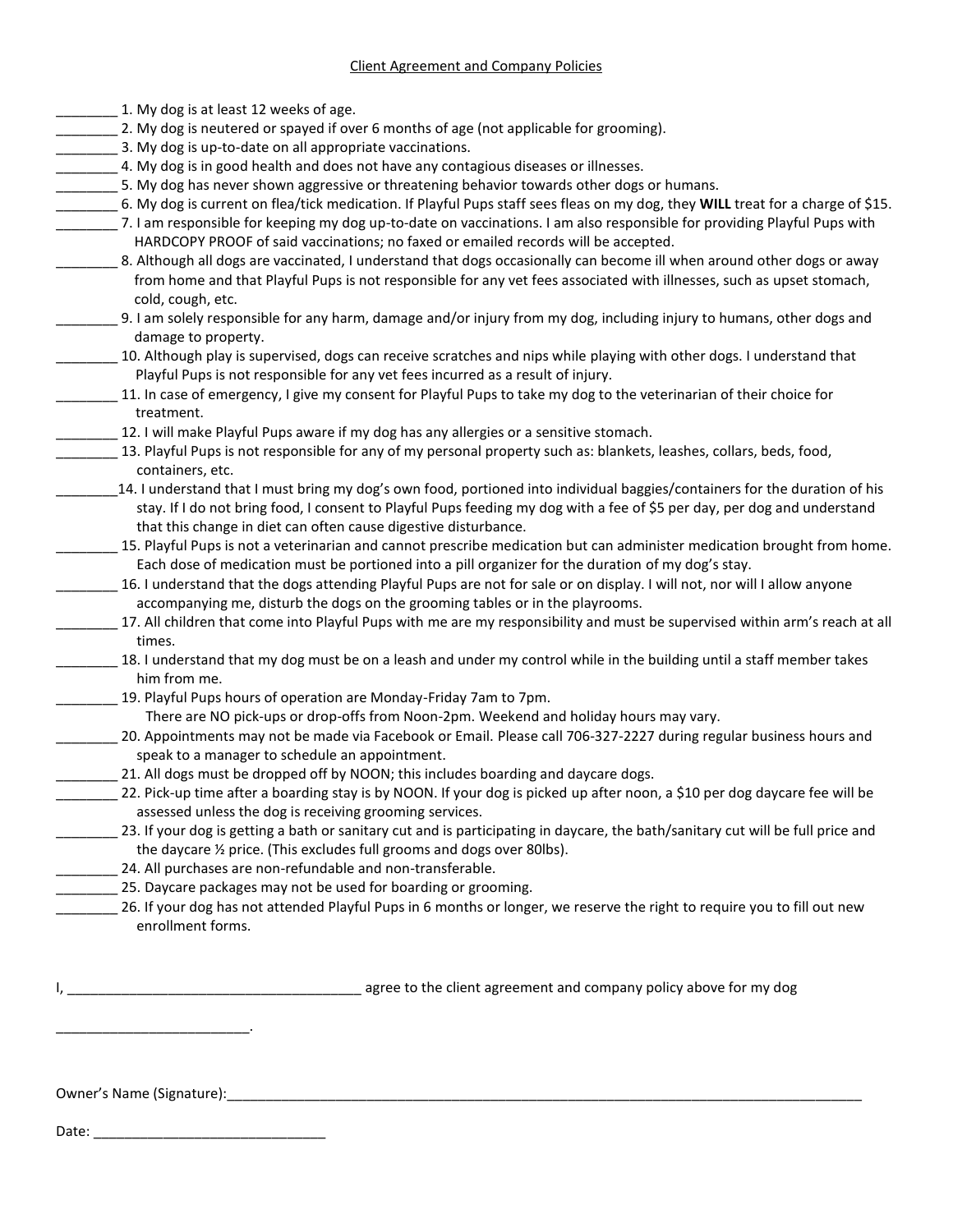## Client Agreement and Company Policies

________ 1. My dog is at least 12 weeks of age.
________ 2. My dog is neutered or spayed if over 6 months of age (not applicable for grooming).
________ 3. My dog is up-to-date on all appropriate vaccinations.
________ 4. My dog is in good health and does not have any contagious diseases or illnesses.
________ 5. My dog has never shown aggressive or threatening behavior towards other dogs or humans.
________ 6. My dog is current on flea/tick medication. If Playful Pups staff sees fleas on my dog, they **WILL** treat for a charge of $15.
________ 7. I am responsible for keeping my dog up-to-date on vaccinations. I am also responsible for providing Playful Pups with HARDCOPY PROOF of said vaccinations; no faxed or emailed records will be accepted.
________ 8. Although all dogs are vaccinated, I understand that dogs occasionally can become ill when around other dogs or away from home and that Playful Pups is not responsible for any vet fees associated with illnesses, such as upset stomach, cold, cough, etc.
________ 9. I am solely responsible for any harm, damage and/or injury from my dog, including injury to humans, other dogs and damage to property.
________ 10. Although play is supervised, dogs can receive scratches and nips while playing with other dogs. I understand that Playful Pups is not responsible for any vet fees incurred as a result of injury.
________ 11. In case of emergency, I give my consent for Playful Pups to take my dog to the veterinarian of their choice for treatment.
________ 12. I will make Playful Pups aware if my dog has any allergies or a sensitive stomach.
________ 13. Playful Pups is not responsible for any of my personal property such as: blankets, leashes, collars, beds, food, containers, etc.
________14. I understand that I must bring my dog's own food, portioned into individual baggies/containers for the duration of his stay. If I do not bring food, I consent to Playful Pups feeding my dog with a fee of $5 per day, per dog and understand that this change in diet can often cause digestive disturbance.
________ 15. Playful Pups is not a veterinarian and cannot prescribe medication but can administer medication brought from home. Each dose of medication must be portioned into a pill organizer for the duration of my dog's stay.
________ 16. I understand that the dogs attending Playful Pups are not for sale or on display. I will not, nor will I allow anyone accompanying me, disturb the dogs on the grooming tables or in the playrooms.
________ 17. All children that come into Playful Pups with me are my responsibility and must be supervised within arm's reach at all times.
________ 18. I understand that my dog must be on a leash and under my control while in the building until a staff member takes him from me.
________ 19. Playful Pups hours of operation are Monday-Friday 7am to 7pm.
There are NO pick-ups or drop-offs from Noon-2pm. Weekend and holiday hours may vary.
________ 20. Appointments may not be made via Facebook or Email. Please call 706-327-2227 during regular business hours and speak to a manager to schedule an appointment.
________ 21. All dogs must be dropped off by NOON; this includes boarding and daycare dogs.
________ 22. Pick-up time after a boarding stay is by NOON. If your dog is picked up after noon, a $10 per dog daycare fee will be assessed unless the dog is receiving grooming services.
________ 23. If your dog is getting a bath or sanitary cut and is participating in daycare, the bath/sanitary cut will be full price and the daycare ½ price. (This excludes full grooms and dogs over 80lbs).
________ 24. All purchases are non-refundable and non-transferable.
________ 25. Daycare packages may not be used for boarding or grooming.
________ 26. If your dog has not attended Playful Pups in 6 months or longer, we reserve the right to require you to fill out new enrollment forms.

I, ______________________________________ agree to the client agreement and company policy above for my dog

_________________________.

Owner's Name (Signature):_________________________________________________________________________________

Date: ______________________________